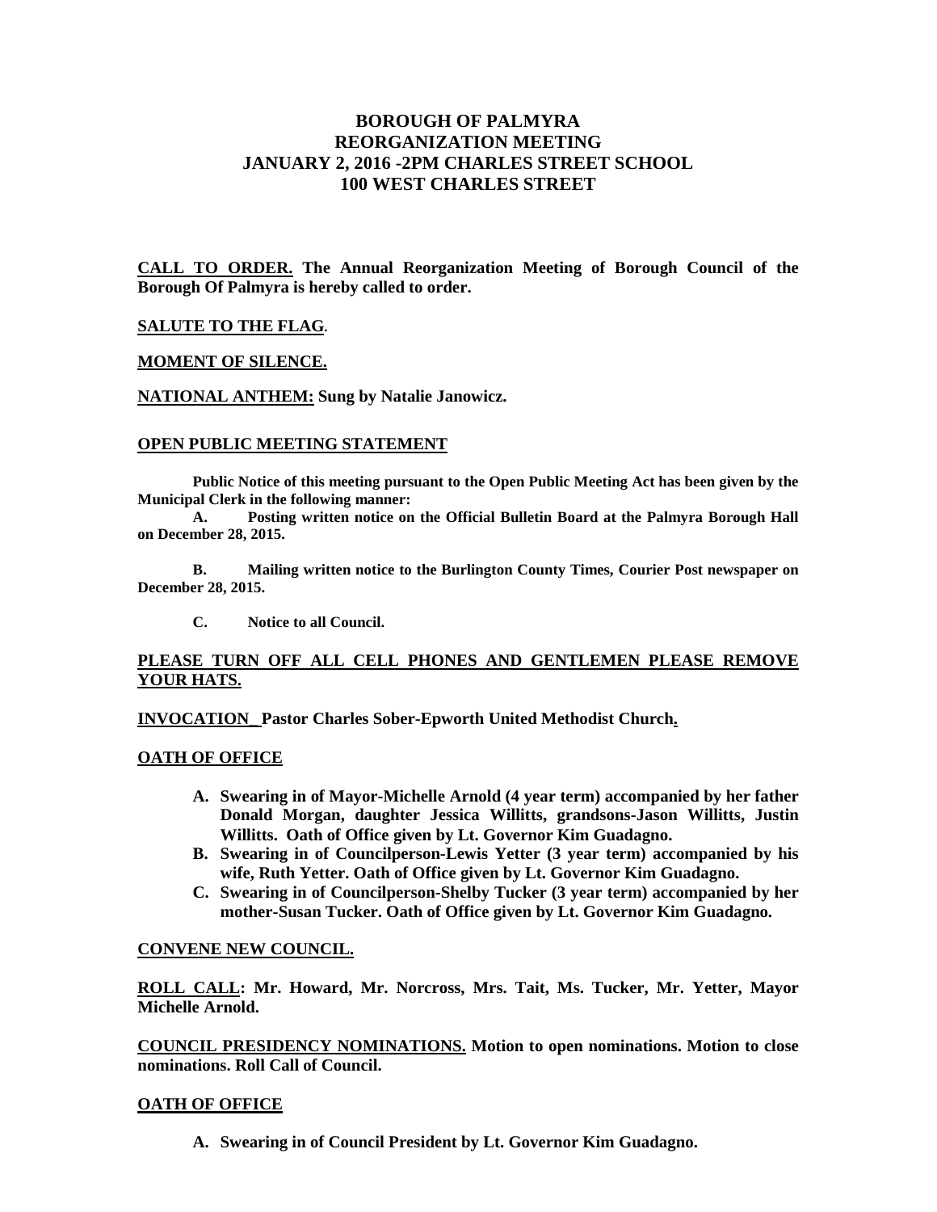# BOROUGH OF PALMYRA
# REORGANIZATION MEETING
# JANUARY 2, 2016 -2PM CHARLES STREET SCHOOL
# 100 WEST CHARLES STREET

**CALL TO ORDER. The Annual Reorganization Meeting of Borough Council of the Borough Of Palmyra is hereby called to order.**

**SALUTE TO THE FLAG.**

**MOMENT OF SILENCE.**

**NATIONAL ANTHEM: Sung by Natalie Janowicz.**

**OPEN PUBLIC MEETING STATEMENT**

**Public Notice of this meeting pursuant to the Open Public Meeting Act has been given by the Municipal Clerk in the following manner:**

**A. Posting written notice on the Official Bulletin Board at the Palmyra Borough Hall on December 28, 2015.**

**B. Mailing written notice to the Burlington County Times, Courier Post newspaper on December 28, 2015.**

**C. Notice to all Council.**

**PLEASE TURN OFF ALL CELL PHONES AND GENTLEMEN PLEASE REMOVE YOUR HATS.**

**INVOCATION_ Pastor Charles Sober-Epworth United Methodist Church.**

**OATH OF OFFICE**

- **A. Swearing in of Mayor-Michelle Arnold (4 year term) accompanied by her father Donald Morgan, daughter Jessica Willitts, grandsons-Jason Willitts, Justin Willitts. Oath of Office given by Lt. Governor Kim Guadagno.**
- **B. Swearing in of Councilperson-Lewis Yetter (3 year term) accompanied by his wife, Ruth Yetter. Oath of Office given by Lt. Governor Kim Guadagno.**
- **C. Swearing in of Councilperson-Shelby Tucker (3 year term) accompanied by her mother-Susan Tucker. Oath of Office given by Lt. Governor Kim Guadagno.**

**CONVENE NEW COUNCIL.**

**ROLL CALL: Mr. Howard, Mr. Norcross, Mrs. Tait, Ms. Tucker, Mr. Yetter, Mayor Michelle Arnold.**

**COUNCIL PRESIDENCY NOMINATIONS. Motion to open nominations. Motion to close nominations. Roll Call of Council.**

**OATH OF OFFICE**

- **A. Swearing in of Council President by Lt. Governor Kim Guadagno.**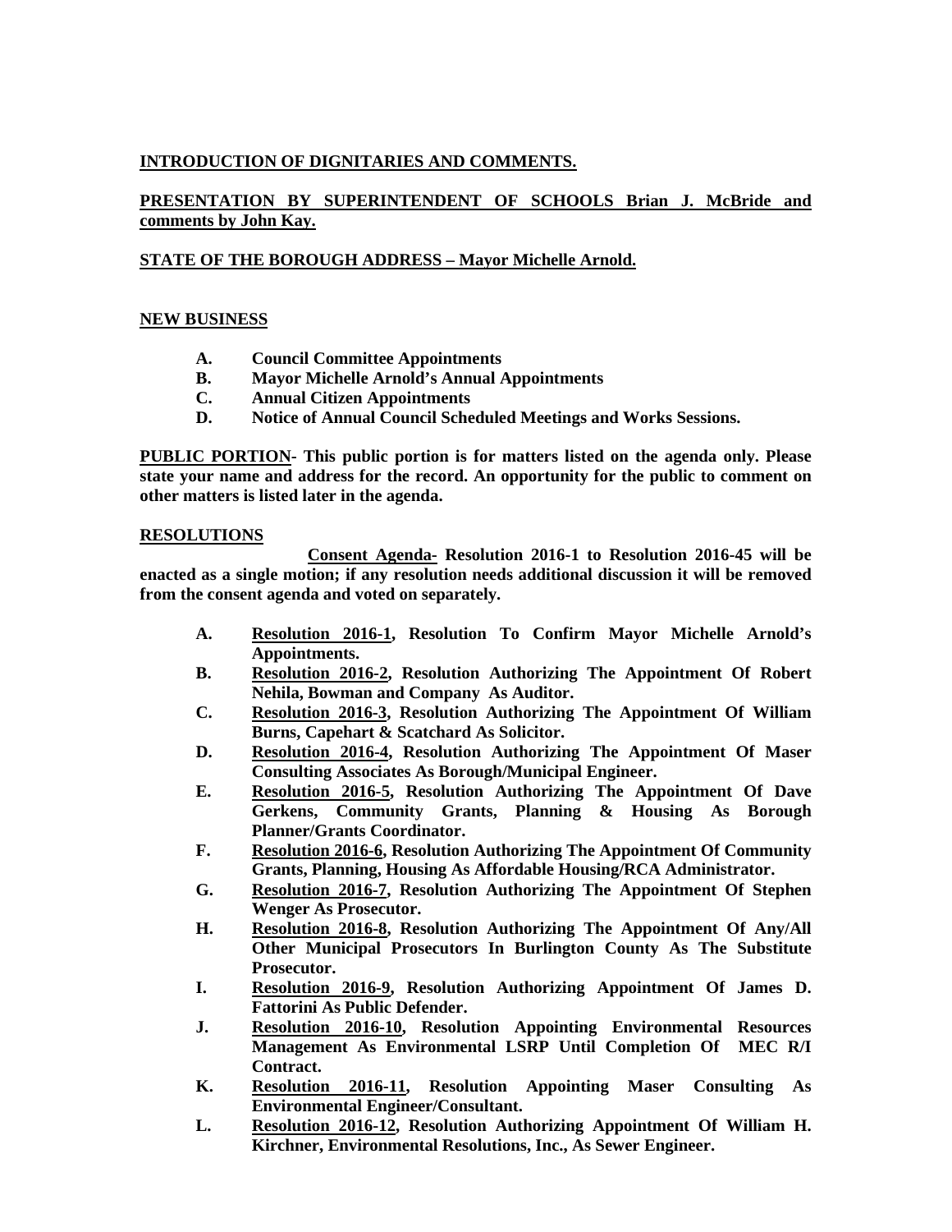**INTRODUCTION OF DIGNITARIES AND COMMENTS.**

**PRESENTATION BY SUPERINTENDENT OF SCHOOLS Brian J. McBride and comments by John Kay.**

**STATE OF THE BOROUGH ADDRESS – Mayor Michelle Arnold.**

**NEW BUSINESS**

- **A. Council Committee Appointments**
- **B. Mayor Michelle Arnold's Annual Appointments**
- **C. Annual Citizen Appointments**
- **D. Notice of Annual Council Scheduled Meetings and Works Sessions.**

**PUBLIC PORTION- This public portion is for matters listed on the agenda only. Please state your name and address for the record. An opportunity for the public to comment on other matters is listed later in the agenda.**

**RESOLUTIONS**

**Consent Agenda- Resolution 2016-1 to Resolution 2016-45 will be enacted as a single motion; if any resolution needs additional discussion it will be removed from the consent agenda and voted on separately.**

- **A. Resolution 2016-1, Resolution To Confirm Mayor Michelle Arnold's Appointments.**
- **B. Resolution 2016-2, Resolution Authorizing The Appointment Of Robert Nehila, Bowman and Company As Auditor.**
- **C. Resolution 2016-3, Resolution Authorizing The Appointment Of William Burns, Capehart & Scatchard As Solicitor.**
- **D. Resolution 2016-4, Resolution Authorizing The Appointment Of Maser Consulting Associates As Borough/Municipal Engineer.**
- **E. Resolution 2016-5, Resolution Authorizing The Appointment Of Dave Gerkens, Community Grants, Planning & Housing As Borough Planner/Grants Coordinator.**
- **F. Resolution 2016-6, Resolution Authorizing The Appointment Of Community Grants, Planning, Housing As Affordable Housing/RCA Administrator.**
- **G. Resolution 2016-7, Resolution Authorizing The Appointment Of Stephen Wenger As Prosecutor.**
- **H. Resolution 2016-8, Resolution Authorizing The Appointment Of Any/All Other Municipal Prosecutors In Burlington County As The Substitute Prosecutor.**
- **I. Resolution 2016-9, Resolution Authorizing Appointment Of James D. Fattorini As Public Defender.**
- **J. Resolution 2016-10, Resolution Appointing Environmental Resources Management As Environmental LSRP Until Completion Of MEC R/I Contract.**
- **K. Resolution 2016-11, Resolution Appointing Maser Consulting As Environmental Engineer/Consultant.**
- **L. Resolution 2016-12, Resolution Authorizing Appointment Of William H. Kirchner, Environmental Resolutions, Inc., As Sewer Engineer.**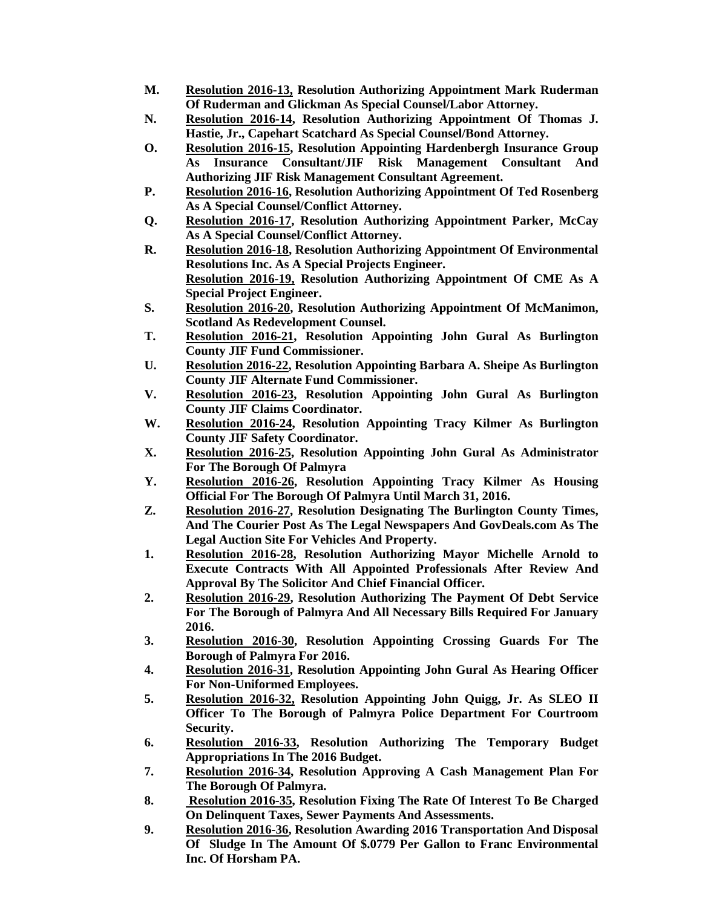**M. <u>Resolution 2016-13,</u> Resolution Authorizing Appointment Mark Ruderman Of Ruderman and Glickman As Special Counsel/Labor Attorney.**

**N. <u>Resolution 2016-14</u>, Resolution Authorizing Appointment Of Thomas J. Hastie, Jr., Capehart Scatchard As Special Counsel/Bond Attorney.**

**O. <u>Resolution 2016-15</u>, Resolution Appointing Hardenbergh Insurance Group As Insurance Consultant/JIF Risk Management Consultant And Authorizing JIF Risk Management Consultant Agreement.**

**P. <u>Resolution 2016-16</u>, Resolution Authorizing Appointment Of Ted Rosenberg As A Special Counsel/Conflict Attorney.**

**Q. <u>Resolution 2016-17</u>, Resolution Authorizing Appointment Parker, McCay As A Special Counsel/Conflict Attorney.**

**R. <u>Resolution 2016-18</u>, Resolution Authorizing Appointment Of Environmental Resolutions Inc. As A Special Projects Engineer.**
**<u>Resolution 2016-19,</u> Resolution Authorizing Appointment Of CME As A Special Project Engineer.**

**S. <u>Resolution 2016-20</u>, Resolution Authorizing Appointment Of McManimon, Scotland As Redevelopment Counsel.**

**T. <u>Resolution 2016-21</u>, Resolution Appointing John Gural As Burlington County JIF Fund Commissioner.**

**U. <u>Resolution 2016-22</u>, Resolution Appointing Barbara A. Sheipe As Burlington County JIF Alternate Fund Commissioner.**

**V. <u>Resolution 2016-23</u>, Resolution Appointing John Gural As Burlington County JIF Claims Coordinator.**

**W. <u>Resolution 2016-24</u>, Resolution Appointing Tracy Kilmer As Burlington County JIF Safety Coordinator.**

**X. <u>Resolution 2016-25</u>, Resolution Appointing John Gural As Administrator For The Borough Of Palmyra**

**Y. <u>Resolution 2016-26</u>, Resolution Appointing Tracy Kilmer As Housing Official For The Borough Of Palmyra Until March 31, 2016.**

**Z. <u>Resolution 2016-27</u>, Resolution Designating The Burlington County Times, And The Courier Post As The Legal Newspapers And GovDeals.com As The Legal Auction Site For Vehicles And Property.**

**1. <u>Resolution 2016-28</u>, Resolution Authorizing Mayor Michelle Arnold to Execute Contracts With All Appointed Professionals After Review And Approval By The Solicitor And Chief Financial Officer.**

**2. <u>Resolution 2016-29</u>, Resolution Authorizing The Payment Of Debt Service For The Borough of Palmyra And All Necessary Bills Required For January 2016.**

**3. <u>Resolution 2016-30</u>, Resolution Appointing Crossing Guards For The Borough of Palmyra For 2016.**

**4. <u>Resolution 2016-31</u>, Resolution Appointing John Gural As Hearing Officer For Non-Uniformed Employees.**

**5. <u>Resolution 2016-32,</u> Resolution Appointing John Quigg, Jr. As SLEO II Officer To The Borough of Palmyra Police Department For Courtroom Security.**

**6. <u>Resolution 2016-33</u>, Resolution Authorizing The Temporary Budget Appropriations In The 2016 Budget.**

**7. <u>Resolution 2016-34</u>, Resolution Approving A Cash Management Plan For The Borough Of Palmyra.**

**8. <u>Resolution 2016-35</u>, Resolution Fixing The Rate Of Interest To Be Charged On Delinquent Taxes, Sewer Payments And Assessments.**

**9. <u>Resolution 2016-36</u>, Resolution Awarding 2016 Transportation And Disposal Of Sludge In The Amount Of $.0779 Per Gallon to Franc Environmental Inc. Of Horsham PA.**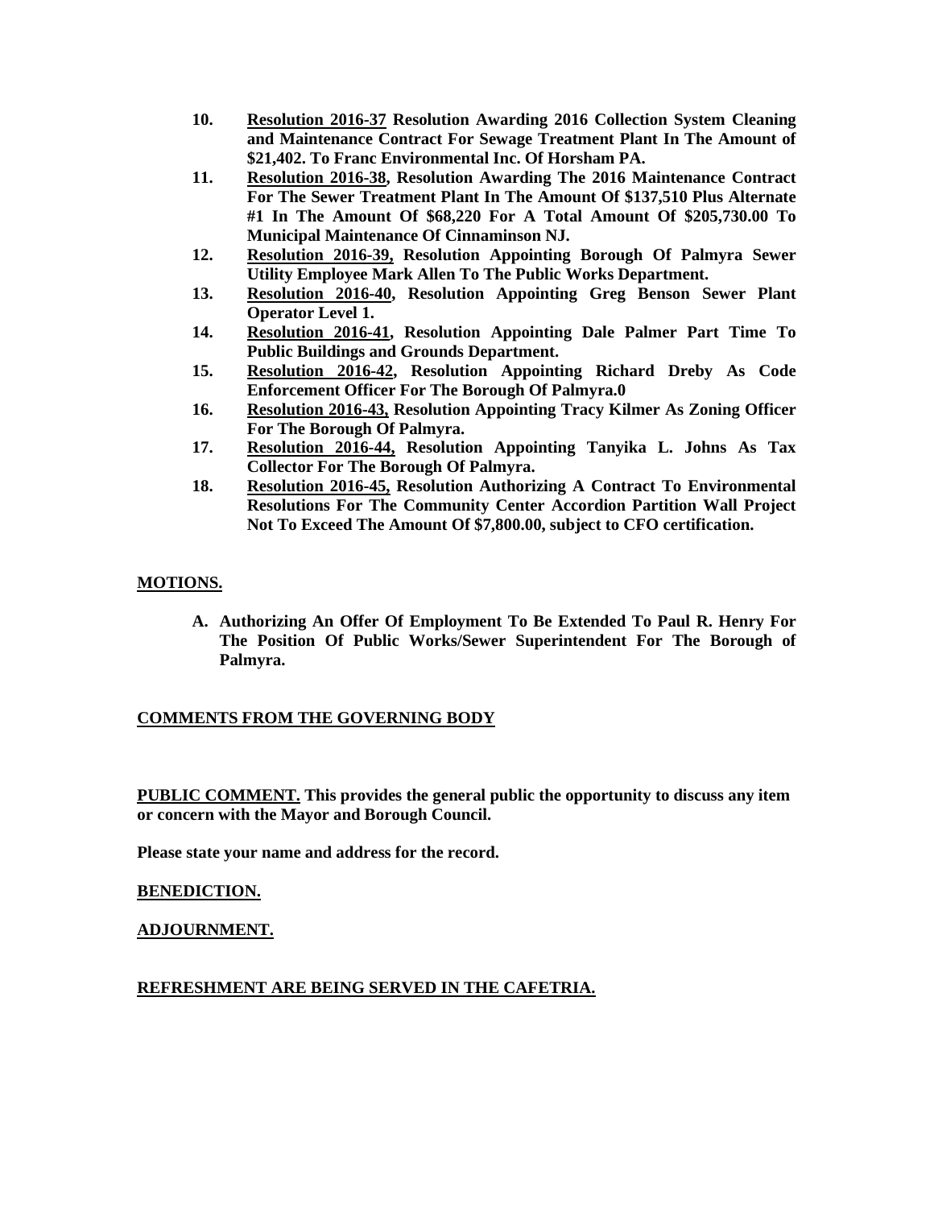10. **Resolution 2016-37 Resolution Awarding 2016 Collection System Cleaning and Maintenance Contract For Sewage Treatment Plant In The Amount of $21,402. To Franc Environmental Inc. Of Horsham PA.**
11. **Resolution 2016-38, Resolution Awarding The 2016 Maintenance Contract For The Sewer Treatment Plant In The Amount Of $137,510 Plus Alternate #1 In The Amount Of $68,220 For A Total Amount Of $205,730.00 To Municipal Maintenance Of Cinnaminson NJ.**
12. **Resolution 2016-39, Resolution Appointing Borough Of Palmyra Sewer Utility Employee Mark Allen To The Public Works Department.**
13. **Resolution 2016-40, Resolution Appointing Greg Benson Sewer Plant Operator Level 1.**
14. **Resolution 2016-41, Resolution Appointing Dale Palmer Part Time To Public Buildings and Grounds Department.**
15. **Resolution 2016-42, Resolution Appointing Richard Dreby As Code Enforcement Officer For The Borough Of Palmyra.0**
16. **Resolution 2016-43, Resolution Appointing Tracy Kilmer As Zoning Officer For The Borough Of Palmyra.**
17. **Resolution 2016-44, Resolution Appointing Tanyika L. Johns As Tax Collector For The Borough Of Palmyra.**
18. **Resolution 2016-45, Resolution Authorizing A Contract To Environmental Resolutions For The Community Center Accordion Partition Wall Project Not To Exceed The Amount Of $7,800.00, subject to CFO certification.**

**MOTIONS.**

A. **Authorizing An Offer Of Employment To Be Extended To Paul R. Henry For The Position Of Public Works/Sewer Superintendent For The Borough of Palmyra.**

**COMMENTS FROM THE GOVERNING BODY**

**PUBLIC COMMENT. This provides the general public the opportunity to discuss any item or concern with the Mayor and Borough Council.**

**Please state your name and address for the record.**

**BENEDICTION.**

**ADJOURNMENT.**

**REFRESHMENT ARE BEING SERVED IN THE CAFETRIA.**